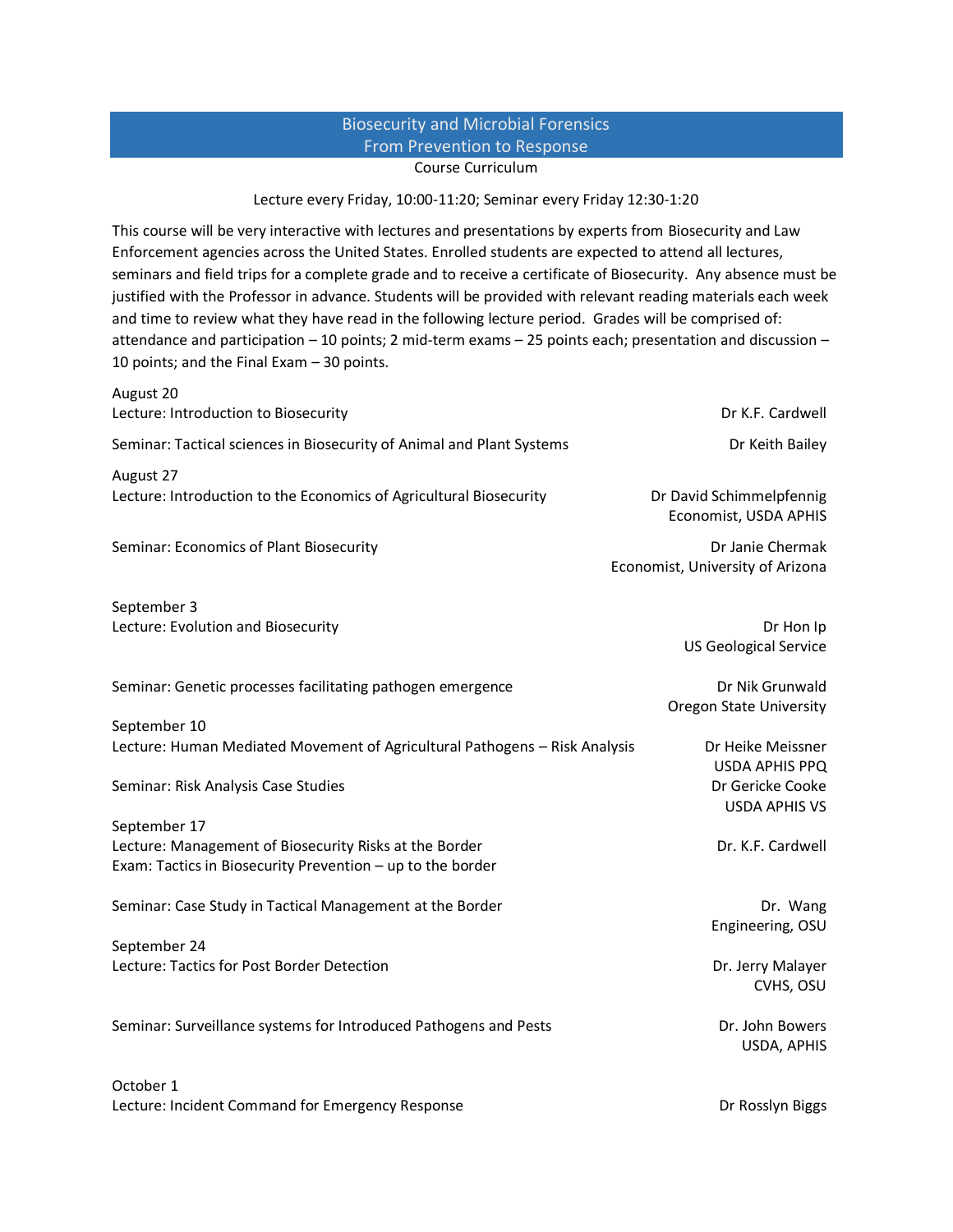# Biosecurity and Microbial Forensics
## From Prevention to Response

Course Curriculum

Lecture every Friday, 10:00-11:20; Seminar every Friday 12:30-1:20

This course will be very interactive with lectures and presentations by experts from Biosecurity and Law Enforcement agencies across the United States. Enrolled students are expected to attend all lectures, seminars and field trips for a complete grade and to receive a certificate of Biosecurity. Any absence must be justified with the Professor in advance. Students will be provided with relevant reading materials each week and time to review what they have read in the following lecture period. Grades will be comprised of: attendance and participation – 10 points; 2 mid-term exams – 25 points each; presentation and discussion – 10 points; and the Final Exam – 30 points.

**August 20**

Lecture: Introduction to Biosecurity — Dr K.F. Cardwell

Seminar: Tactical sciences in Biosecurity of Animal and Plant Systems — Dr Keith Bailey

**August 27**

Lecture: Introduction to the Economics of Agricultural Biosecurity — Dr David Schimmelpfennig, Economist, USDA APHIS

Seminar: Economics of Plant Biosecurity — Dr Janie Chermak, Economist, University of Arizona

**September 3**

Lecture: Evolution and Biosecurity — Dr Hon Ip, US Geological Service

Seminar: Genetic processes facilitating pathogen emergence — Dr Nik Grunwald, Oregon State University

**September 10**

Lecture: Human Mediated Movement of Agricultural Pathogens – Risk Analysis — Dr Heike Meissner, USDA APHIS PPQ

Seminar: Risk Analysis Case Studies — Dr Gericke Cooke, USDA APHIS VS

**September 17**

Lecture: Management of Biosecurity Risks at the Border — Dr. K.F. Cardwell

Exam: Tactics in Biosecurity Prevention – up to the border

Seminar: Case Study in Tactical Management at the Border — Dr. Wang, Engineering, OSU

**September 24**

Lecture: Tactics for Post Border Detection — Dr. Jerry Malayer, CVHS, OSU

Seminar: Surveillance systems for Introduced Pathogens and Pests — Dr. John Bowers, USDA, APHIS

**October 1**

Lecture: Incident Command for Emergency Response — Dr Rosslyn Biggs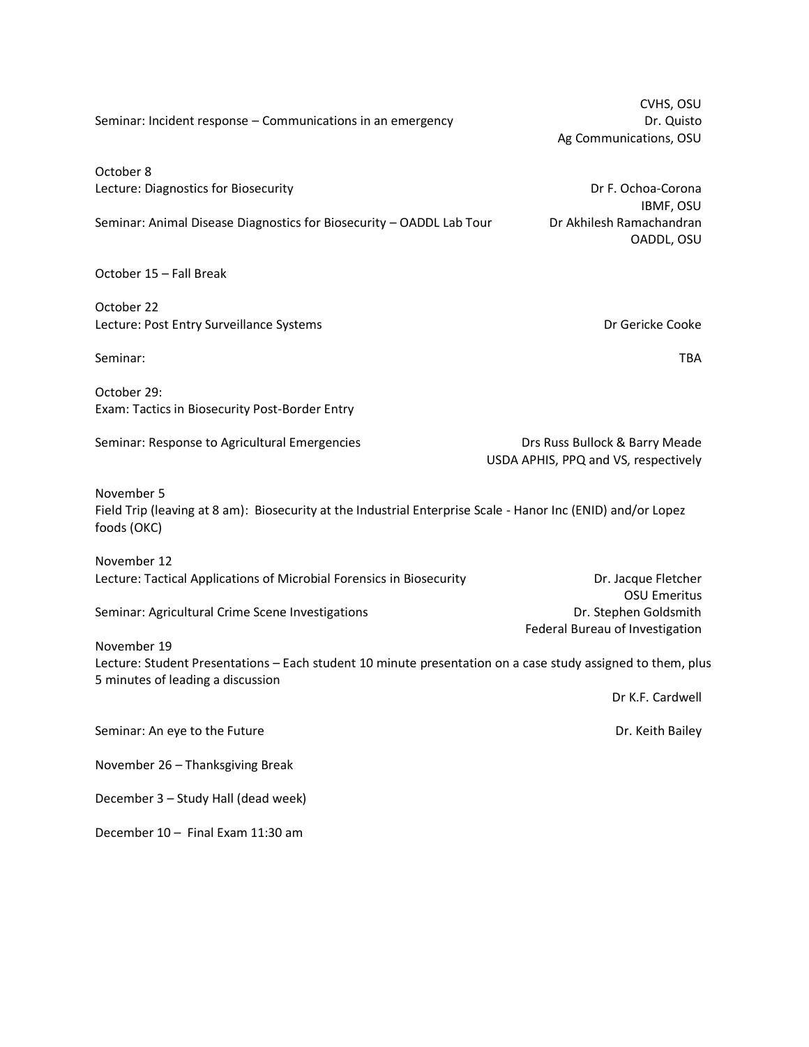Seminar: Incident response – Communications in an emergency — CVHS, OSU; Dr. Quisto, Ag Communications, OSU

October 8

Lecture: Diagnostics for Biosecurity — Dr F. Ochoa-Corona, IBMF, OSU

Seminar: Animal Disease Diagnostics for Biosecurity – OADDL Lab Tour — Dr Akhilesh Ramachandran, OADDL, OSU

October 15 – Fall Break

October 22

Lecture: Post Entry Surveillance Systems — Dr Gericke Cooke

Seminar: — TBA

October 29:

Exam: Tactics in Biosecurity Post-Border Entry

Seminar: Response to Agricultural Emergencies — Drs Russ Bullock & Barry Meade, USDA APHIS, PPQ and VS, respectively

November 5

Field Trip (leaving at 8 am): Biosecurity at the Industrial Enterprise Scale - Hanor Inc (ENID) and/or Lopez foods (OKC)

November 12

Lecture: Tactical Applications of Microbial Forensics in Biosecurity — Dr. Jacque Fletcher, OSU Emeritus

Seminar: Agricultural Crime Scene Investigations — Dr. Stephen Goldsmith, Federal Bureau of Investigation

November 19

Lecture: Student Presentations – Each student 10 minute presentation on a case study assigned to them, plus 5 minutes of leading a discussion — Dr K.F. Cardwell

Seminar: An eye to the Future — Dr. Keith Bailey

November 26 – Thanksgiving Break

December 3 – Study Hall (dead week)

December 10 – Final Exam 11:30 am